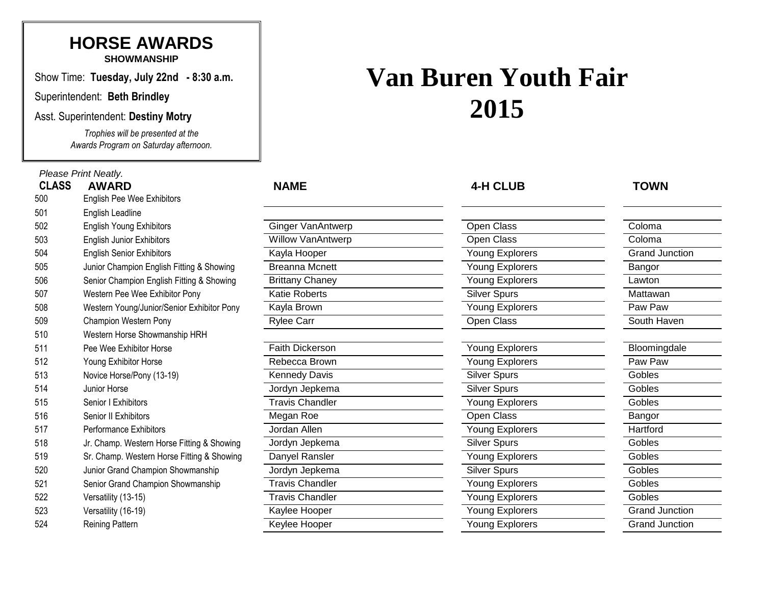## HORSE AWARDS

**SHOWMANSHIP**

Show Time: **Tuesday, July 22nd - 8:30 a.m.**

Superintendent: **Beth Brindley**

Asst. Superintendent: **Destiny Motry**

*Trophies will be presented at the Awards Program on Saturday afternoon.*

# Van Buren Youth Fair 2015

*Please Print Neatly.*

| CLASS | AWARD | NAME | 4-H CLUB | TOWN |
|---|---|---|---|---|
| 500 | English Pee Wee Exhibitors | | | |
| 501 | English Leadline | | | |
| 502 | English Young Exhibitors | Ginger VanAntwerp | Open Class | Coloma |
| 503 | English Junior Exhibitors | Willow VanAntwerp | Open Class | Coloma |
| 504 | English Senior Exhibitors | Kayla Hooper | Young Explorers | Grand Junction |
| 505 | Junior Champion English Fitting & Showing | Breanna Mcnett | Young Explorers | Bangor |
| 506 | Senior Champion English Fitting & Showing | Brittany Chaney | Young Explorers | Lawton |
| 507 | Western Pee Wee Exhibitor Pony | Katie Roberts | Silver Spurs | Mattawan |
| 508 | Western Young/Junior/Senior Exhibitor Pony | Kayla Brown | Young Explorers | Paw Paw |
| 509 | Champion Western Pony | Rylee Carr | Open Class | South Haven |
| 510 | Western Horse Showmanship HRH | | | |
| 511 | Pee Wee Exhibitor Horse | Faith Dickerson | Young Explorers | Bloomingdale |
| 512 | Young Exhibitor Horse | Rebecca Brown | Young Explorers | Paw Paw |
| 513 | Novice Horse/Pony (13-19) | Kennedy Davis | Silver Spurs | Gobles |
| 514 | Junior Horse | Jordyn Jepkema | Silver Spurs | Gobles |
| 515 | Senior I Exhibitors | Travis Chandler | Young Explorers | Gobles |
| 516 | Senior II Exhibitors | Megan Roe | Open Class | Bangor |
| 517 | Performance Exhibitors | Jordan Allen | Young Explorers | Hartford |
| 518 | Jr. Champ. Western Horse Fitting & Showing | Jordyn Jepkema | Silver Spurs | Gobles |
| 519 | Sr. Champ. Western Horse Fitting & Showing | Danyel Ransler | Young Explorers | Gobles |
| 520 | Junior Grand Champion Showmanship | Jordyn Jepkema | Silver Spurs | Gobles |
| 521 | Senior Grand Champion Showmanship | Travis Chandler | Young Explorers | Gobles |
| 522 | Versatility (13-15) | Travis Chandler | Young Explorers | Gobles |
| 523 | Versatility (16-19) | Kaylee Hooper | Young Explorers | Grand Junction |
| 524 | Reining Pattern | Keylee Hooper | Young Explorers | Grand Junction |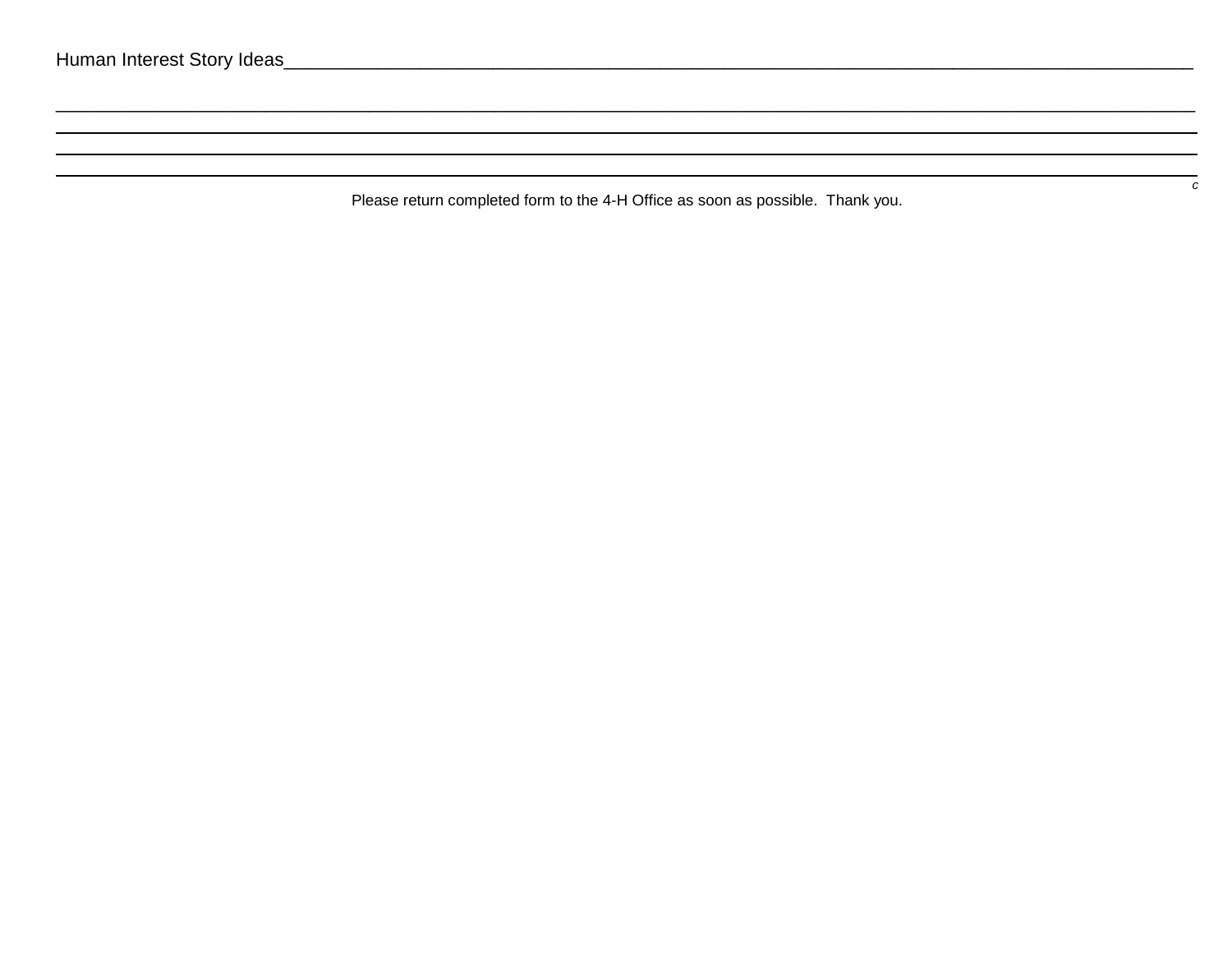Human Interest Story Ideas_______________________________________________________________________________________

_____________________________________________________________________________________________________________

_____________________________________________________________________________________________________________

_____________________________________________________________________________________________________________

_____________________________________________________________________________________________________________

*c*

Please return completed form to the 4-H Office as soon as possible. Thank you.